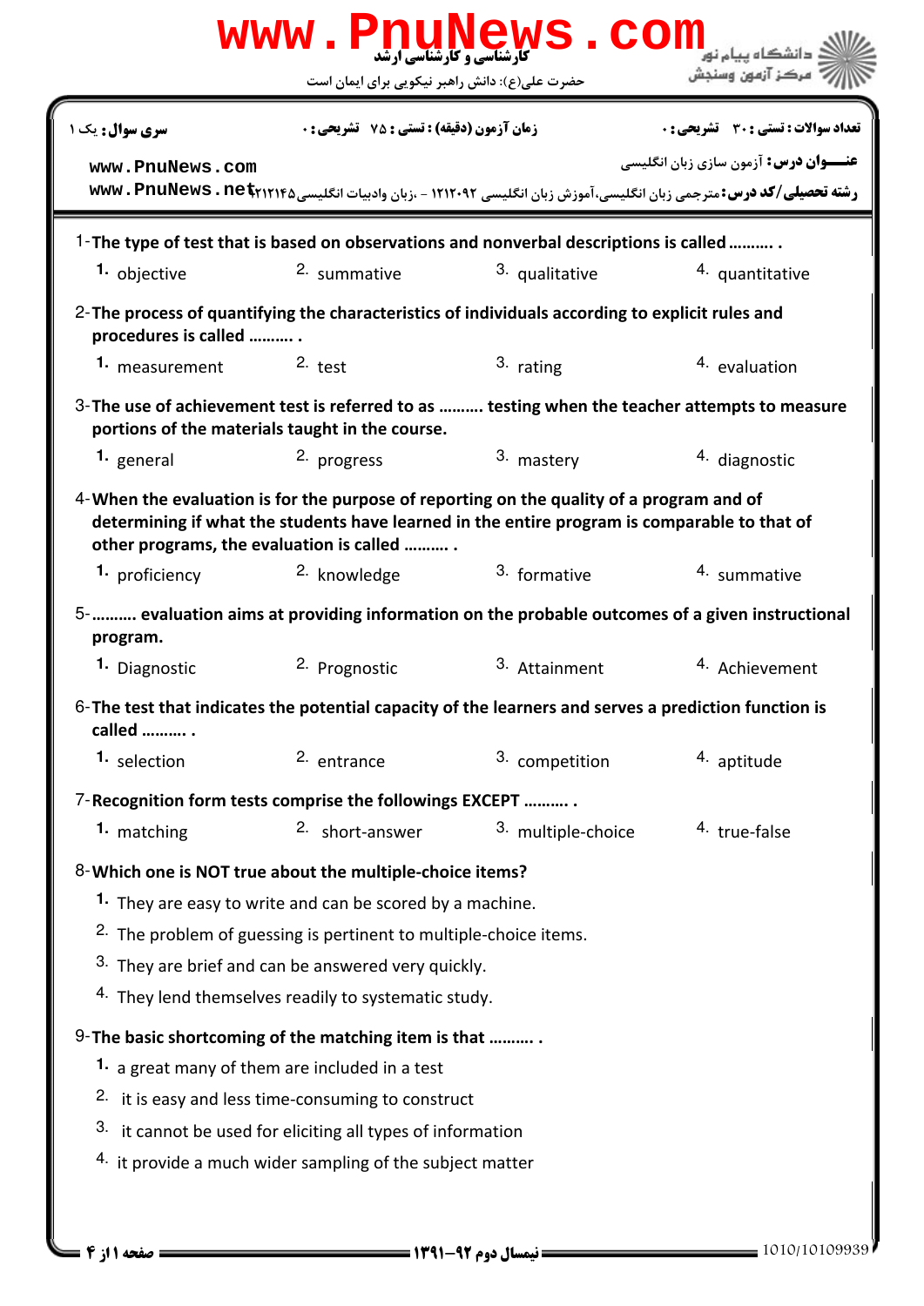**سری سوال:** یک ۱ | **زمان آزمون (دقیقه) : تستی :** ۷۵ **تشریحی :** ۰ | **تعداد سوالات : تستی :** ۳۰ **تشریحی :** ۰

**عنــــوان درس:** آزمون سازی زبان انگلیسی

**رشته تحصیلی/کد درس:** مترجمی زبان انگلیسی،آموزش زبان انگلیسی ۱۲۱۲۰۹۲ - ،زبان وادبیات انگلیسی۱۲۱۲۱۴۵

1-The type of test that is based on observations and nonverbal descriptions is called .......... .

1. objective
2. summative
3. qualitative
4. quantitative

2-The process of quantifying the characteristics of individuals according to explicit rules and procedures is called .......... .

1. measurement
2. test
3. rating
4. evaluation

3-The use of achievement test is referred to as .......... testing when the teacher attempts to measure portions of the materials taught in the course.

1. general
2. progress
3. mastery
4. diagnostic

4-When the evaluation is for the purpose of reporting on the quality of a program and of determining if what the students have learned in the entire program is comparable to that of other programs, the evaluation is called .......... .

1. proficiency
2. knowledge
3. formative
4. summative

5-.......... evaluation aims at providing information on the probable outcomes of a given instructional program.

1. Diagnostic
2. Prognostic
3. Attainment
4. Achievement

6-The test that indicates the potential capacity of the learners and serves a prediction function is called .......... .

1. selection
2. entrance
3. competition
4. aptitude

7-Recognition form tests comprise the followings EXCEPT .......... .

1. matching
2. short-answer
3. multiple-choice
4. true-false

8-Which one is NOT true about the multiple-choice items?

1. They are easy to write and can be scored by a machine.
2. The problem of guessing is pertinent to multiple-choice items.
3. They are brief and can be answered very quickly.
4. They lend themselves readily to systematic study.

9-The basic shortcoming of the matching item is that .......... .

1. a great many of them are included in a test
2. it is easy and less time-consuming to construct
3. it cannot be used for eliciting all types of information
4. it provide a much wider sampling of the subject matter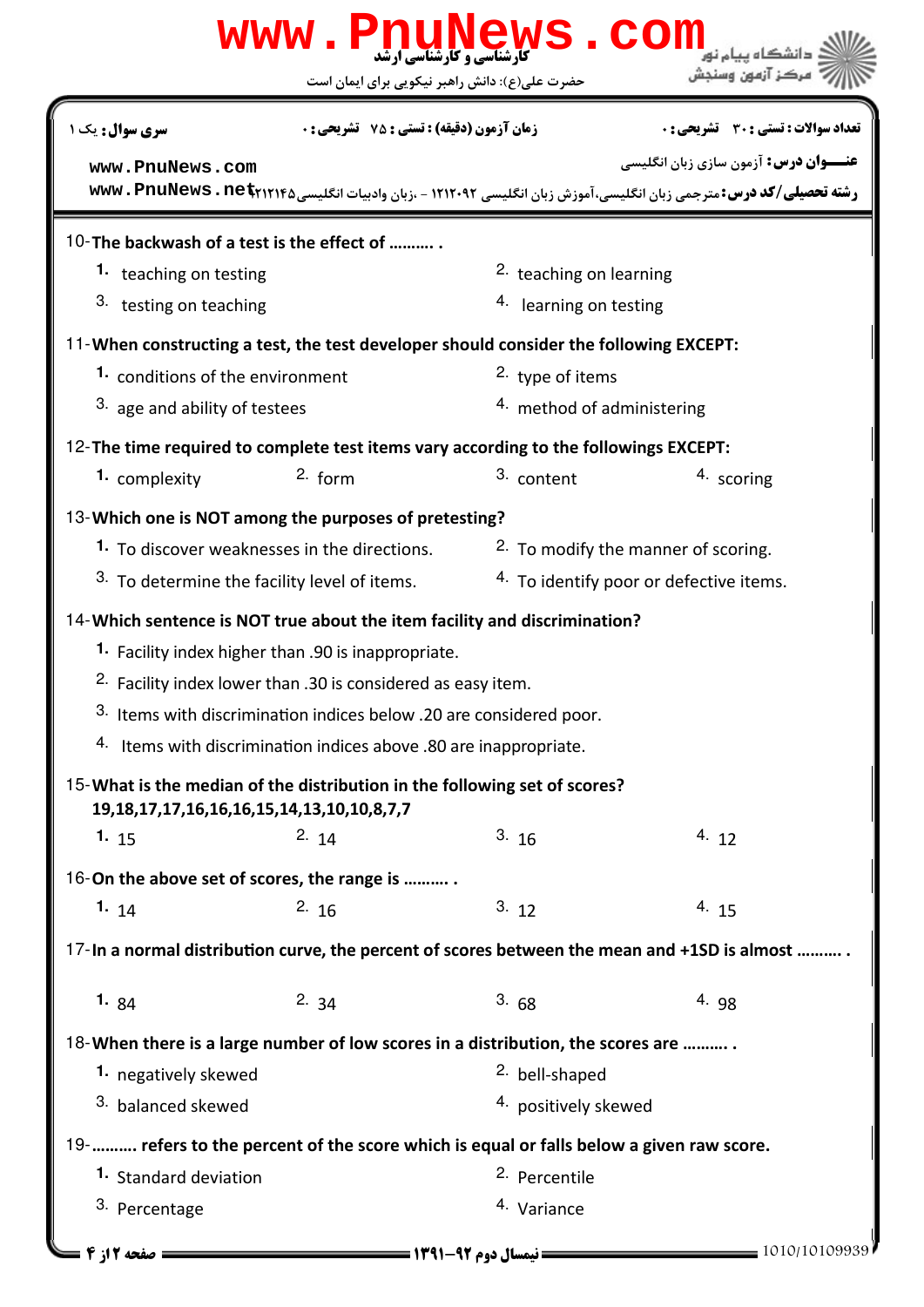سری سوال: یک ۱ | زمان آزمون (دقیقه) : تستی : ۷۵ تشریحی : ۰ | تعداد سوالات : تستی : ۳۰ تشریحی : ۰

عنـــوان درس: آزمون سازی زبان انگلیسی

رشته تحصیلی/کد درس: مترجمی زبان انگلیسی،آموزش زبان انگلیسی ۱۲۱۲۰۹۲ - ،زبان وادبیات انگلیسی۱۲۱۲۱۴۵

10-**The backwash of a test is the effect of .......... .**

1. teaching on testing
2. teaching on learning
3. testing on teaching
4. learning on testing

11-**When constructing a test, the test developer should consider the following EXCEPT:**

1. conditions of the environment
2. type of items
3. age and ability of testees
4. method of administering

12-**The time required to complete test items vary according to the followings EXCEPT:**

1. complexity
2. form
3. content
4. scoring

13-**Which one is NOT among the purposes of pretesting?**

1. To discover weaknesses in the directions.
2. To modify the manner of scoring.
3. To determine the facility level of items.
4. To identify poor or defective items.

14-**Which sentence is NOT true about the item facility and discrimination?**

1. Facility index higher than .90 is inappropriate.
2. Facility index lower than .30 is considered as easy item.
3. Items with discrimination indices below .20 are considered poor.
4. Items with discrimination indices above .80 are inappropriate.

15-**What is the median of the distribution in the following set of scores?**
**19,18,17,17,16,16,16,15,14,13,10,10,8,7,7**

1. 15
2. 14
3. 16
4. 12

16-**On the above set of scores, the range is .......... .**

1. 14
2. 16
3. 12
4. 15

17-**In a normal distribution curve, the percent of scores between the mean and +1SD is almost .......... .**

1. 84
2. 34
3. 68
4. 98

18-**When there is a large number of low scores in a distribution, the scores are .......... .**

1. negatively skewed
2. bell-shaped
3. balanced skewed
4. positively skewed

19-.......... **refers to the percent of the score which is equal or falls below a given raw score.**

1. Standard deviation
2. Percentile
3. Percentage
4. Variance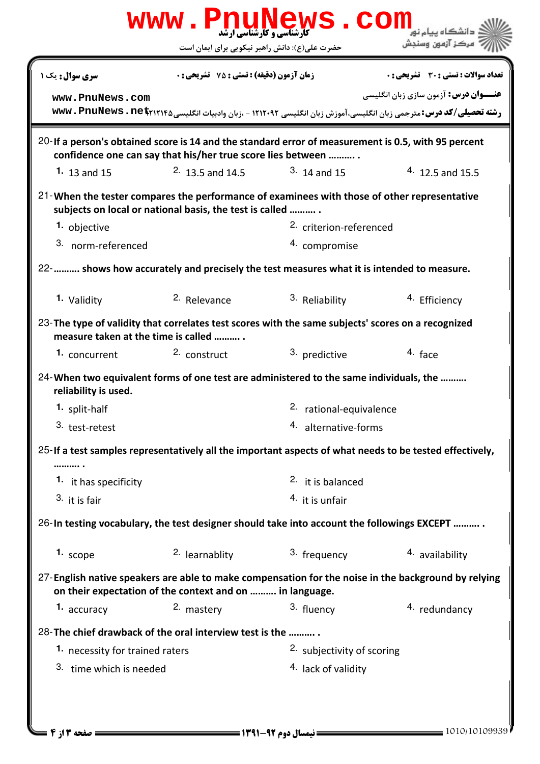20-**If a person's obtained score is 14 and the standard error of measurement is 0.5, with 95 percent confidence one can say that his/her true score lies between .......... .**

1. 13 and 15
2. 13.5 and 14.5
3. 14 and 15
4. 12.5 and 15.5

21-**When the tester compares the performance of examinees with those of other representative subjects on local or national basis, the test is called .......... .**

1. objective
2. criterion-referenced
3. norm-referenced
4. compromise

22-**.......... shows how accurately and precisely the test measures what it is intended to measure.**

1. Validity
2. Relevance
3. Reliability
4. Efficiency

23-**The type of validity that correlates test scores with the same subjects' scores on a recognized measure taken at the time is called .......... .**

1. concurrent
2. construct
3. predictive
4. face

24-**When two equivalent forms of one test are administered to the same individuals, the .......... reliability is used.**

1. split-half
2. rational-equivalence
3. test-retest
4. alternative-forms

25-**If a test samples representatively all the important aspects of what needs to be tested effectively, .......... .**

1. it has specificity
2. it is balanced
3. it is fair
4. it is unfair

26-**In testing vocabulary, the test designer should take into account the followings EXCEPT .......... .**

1. scope
2. learnablity
3. frequency
4. availability

27-**English native speakers are able to make compensation for the noise in the background by relying on their expectation of the context and on .......... in language.**

1. accuracy
2. mastery
3. fluency
4. redundancy

28-**The chief drawback of the oral interview test is the .......... .**

1. necessity for trained raters
2. subjectivity of scoring
3. time which is needed
4. lack of validity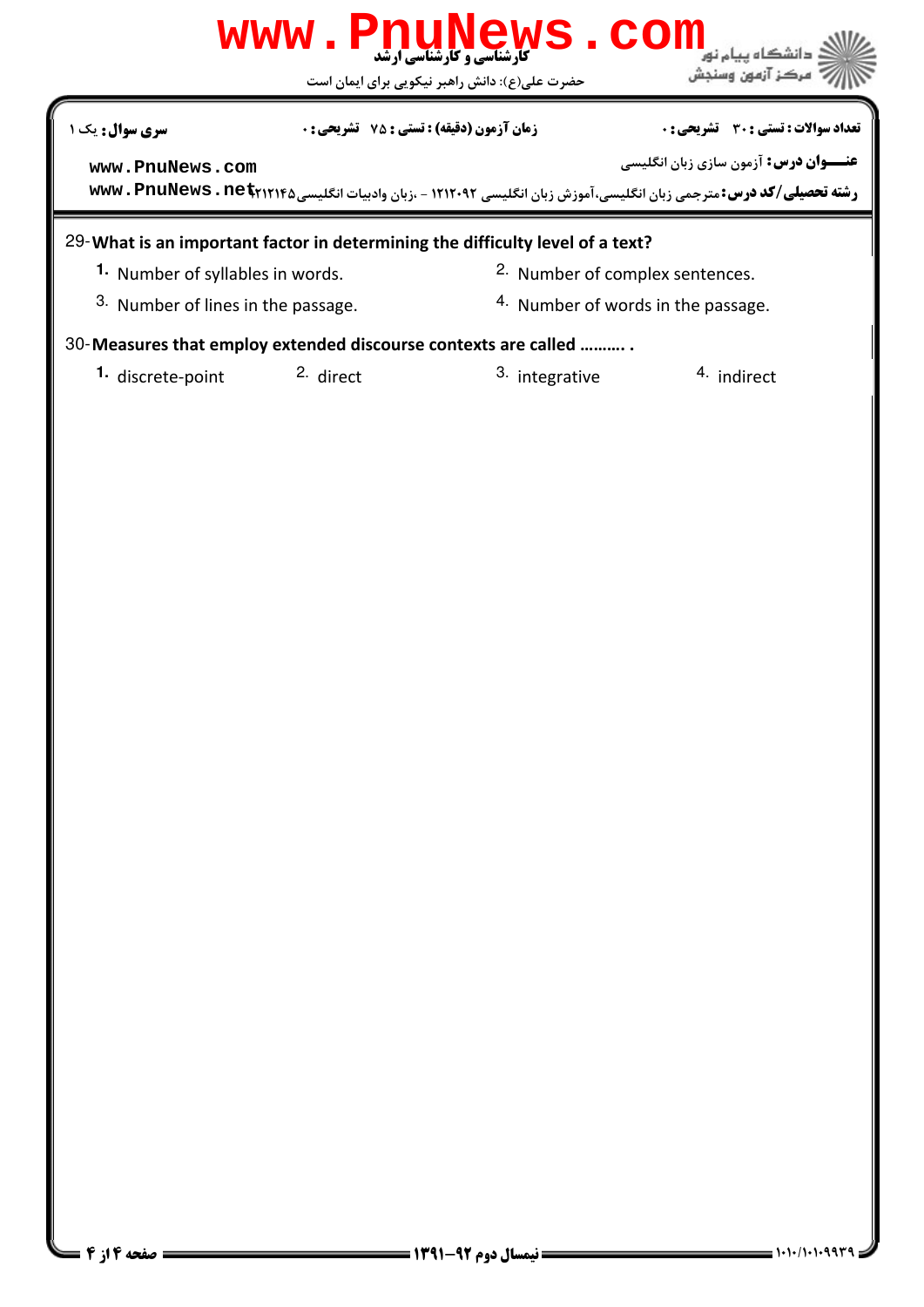29- **What is an important factor in determining the difficulty level of a text?**

1. Number of syllables in words.
2. Number of complex sentences.
3. Number of lines in the passage.
4. Number of words in the passage.

30- **Measures that employ extended discourse contexts are called .......... .**

1. discrete-point
2. direct
3. integrative
4. indirect